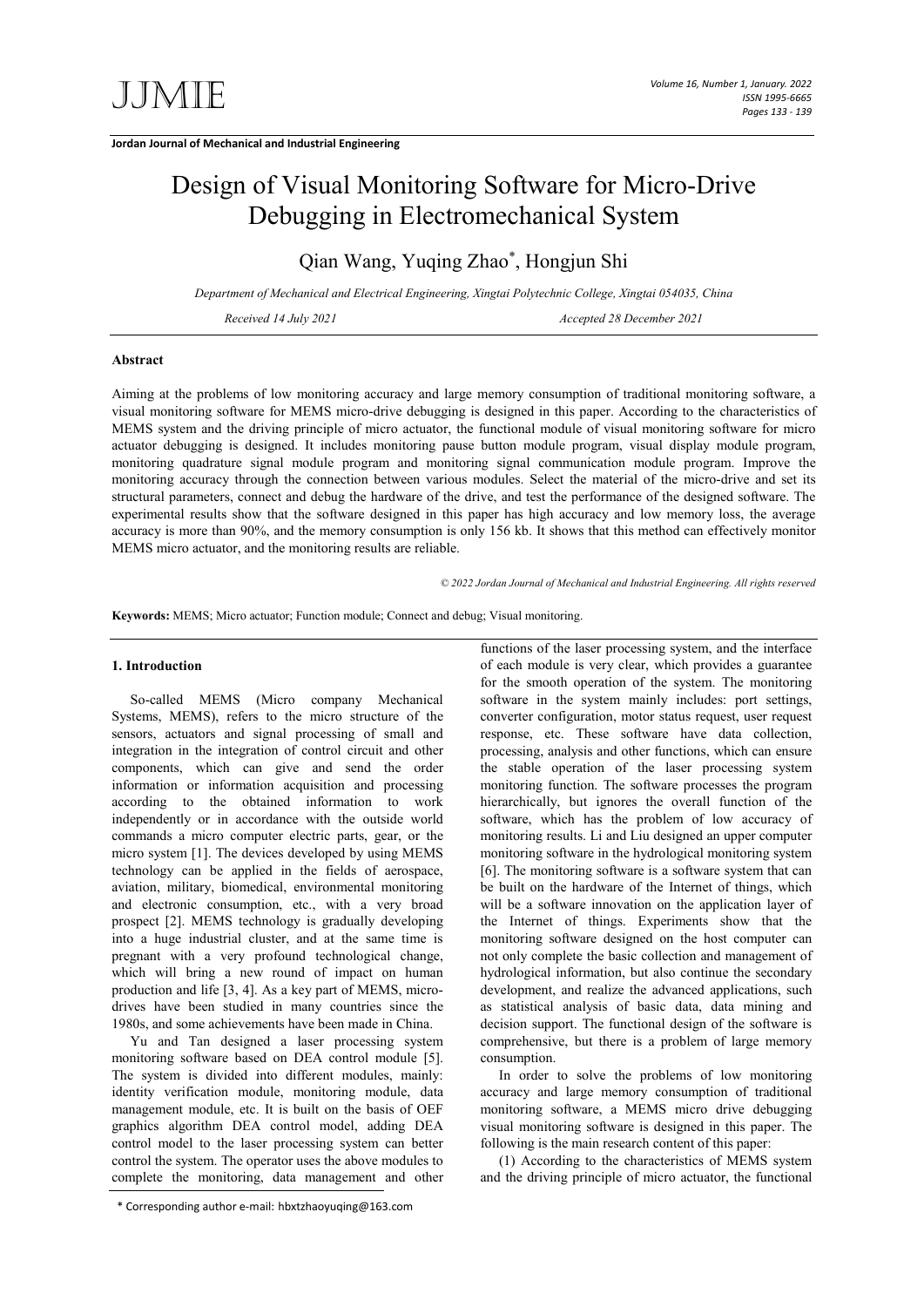Jordan Journal of Mechanical and Industrial Engineering

# Design of Visual Monitoring Software for Micro-Drive Debugging in Electromechanical System

Qian Wang, Yuqing Zhao*, Hongjun Shi

*Department of Mechanical and Electrical Engineering, Xingtai Polytechnic College, Xingtai 054035, China*

*Received 14 July 2021* *Accepted 28 December 2021*

## Abstract

Aiming at the problems of low monitoring accuracy and large memory consumption of traditional monitoring software, a visual monitoring software for MEMS micro-drive debugging is designed in this paper. According to the characteristics of MEMS system and the driving principle of micro actuator, the functional module of visual monitoring software for micro actuator debugging is designed. It includes monitoring pause button module program, visual display module program, monitoring quadrature signal module program and monitoring signal communication module program. Improve the monitoring accuracy through the connection between various modules. Select the material of the micro-drive and set its structural parameters, connect and debug the hardware of the drive, and test the performance of the designed software. The experimental results show that the software designed in this paper has high accuracy and low memory loss, the average accuracy is more than 90%, and the memory consumption is only 156 kb. It shows that this method can effectively monitor MEMS micro actuator, and the monitoring results are reliable.

*© 2022 Jordan Journal of Mechanical and Industrial Engineering. All rights reserved*

**Keywords:** MEMS; Micro actuator; Function module; Connect and debug; Visual monitoring.

## 1. Introduction

So-called MEMS (Micro company Mechanical Systems, MEMS), refers to the micro structure of the sensors, actuators and signal processing of small and integration in the integration of control circuit and other components, which can give and send the order information or information acquisition and processing according to the obtained information to work independently or in accordance with the outside world commands a micro computer electric parts, gear, or the micro system [1]. The devices developed by using MEMS technology can be applied in the fields of aerospace, aviation, military, biomedical, environmental monitoring and electronic consumption, etc., with a very broad prospect [2]. MEMS technology is gradually developing into a huge industrial cluster, and at the same time is pregnant with a very profound technological change, which will bring a new round of impact on human production and life [3, 4]. As a key part of MEMS, micro-drives have been studied in many countries since the 1980s, and some achievements have been made in China.

Yu and Tan designed a laser processing system monitoring software based on DEA control module [5]. The system is divided into different modules, mainly: identity verification module, monitoring module, data management module, etc. It is built on the basis of OEF graphics algorithm DEA control model, adding DEA control model to the laser processing system can better control the system. The operator uses the above modules to complete the monitoring, data management and other functions of the laser processing system, and the interface of each module is very clear, which provides a guarantee for the smooth operation of the system. The monitoring software in the system mainly includes: port settings, converter configuration, motor status request, user request response, etc. These software have data collection, processing, analysis and other functions, which can ensure the stable operation of the laser processing system monitoring function. The software processes the program hierarchically, but ignores the overall function of the software, which has the problem of low accuracy of monitoring results. Li and Liu designed an upper computer monitoring software in the hydrological monitoring system [6]. The monitoring software is a software system that can be built on the hardware of the Internet of things, which will be a software innovation on the application layer of the Internet of things. Experiments show that the monitoring software designed on the host computer can not only complete the basic collection and management of hydrological information, but also continue the secondary development, and realize the advanced applications, such as statistical analysis of basic data, data mining and decision support. The functional design of the software is comprehensive, but there is a problem of large memory consumption.

In order to solve the problems of low monitoring accuracy and large memory consumption of traditional monitoring software, a MEMS micro drive debugging visual monitoring software is designed in this paper. The following is the main research content of this paper:

(1) According to the characteristics of MEMS system and the driving principle of micro actuator, the functional

* Corresponding author e-mail: hbxtzhaoyuqing@163.com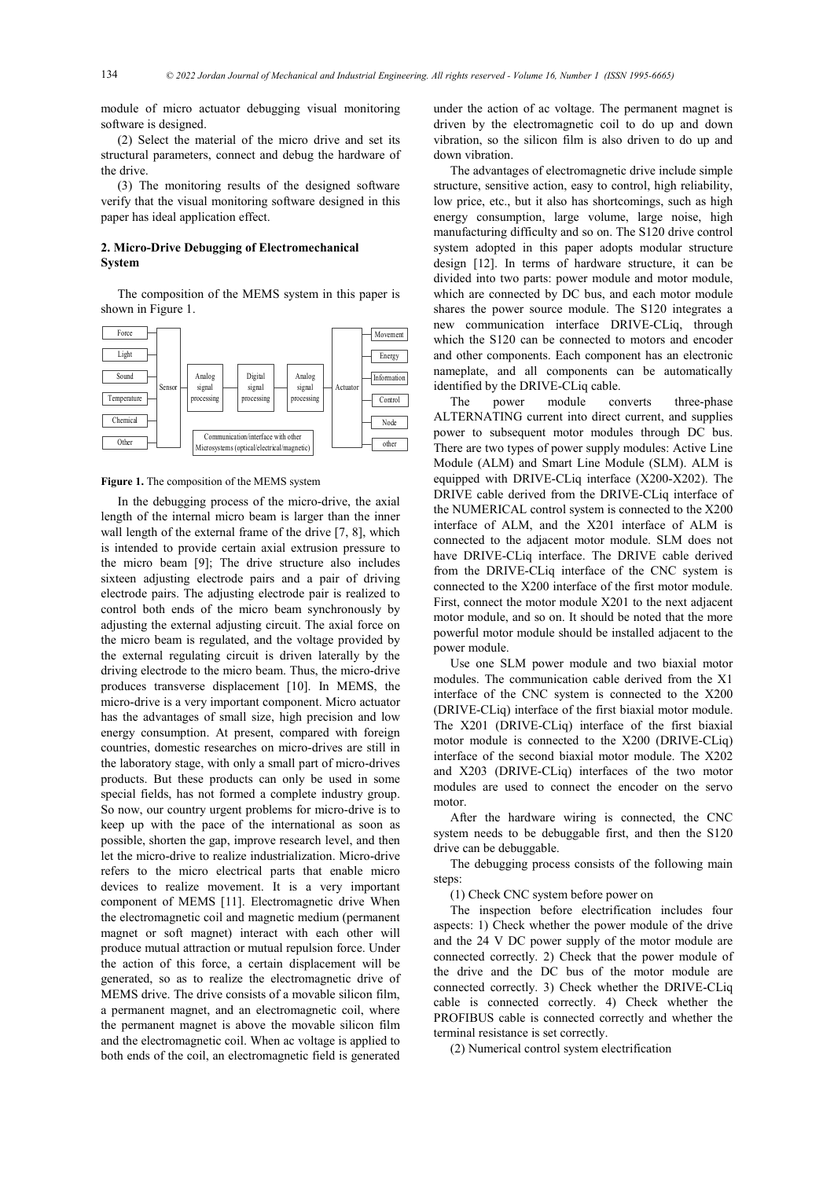module of micro actuator debugging visual monitoring software is designed.

(2) Select the material of the micro drive and set its structural parameters, connect and debug the hardware of the drive.

(3) The monitoring results of the designed software verify that the visual monitoring software designed in this paper has ideal application effect.

## 2. Micro-Drive Debugging of Electromechanical System

The composition of the MEMS system in this paper is shown in Figure 1.

**Figure 1.** The composition of the MEMS system

In the debugging process of the micro-drive, the axial length of the internal micro beam is larger than the inner wall length of the external frame of the drive [7, 8], which is intended to provide certain axial extrusion pressure to the micro beam [9]; The drive structure also includes sixteen adjusting electrode pairs and a pair of driving electrode pairs. The adjusting electrode pair is realized to control both ends of the micro beam synchronously by adjusting the external adjusting circuit. The axial force on the micro beam is regulated, and the voltage provided by the external regulating circuit is driven laterally by the driving electrode to the micro beam. Thus, the micro-drive produces transverse displacement [10]. In MEMS, the micro-drive is a very important component. Micro actuator has the advantages of small size, high precision and low energy consumption. At present, compared with foreign countries, domestic researches on micro-drives are still in the laboratory stage, with only a small part of micro-drives products. But these products can only be used in some special fields, has not formed a complete industry group. So now, our country urgent problems for micro-drive is to keep up with the pace of the international as soon as possible, shorten the gap, improve research level, and then let the micro-drive to realize industrialization. Micro-drive refers to the micro electrical parts that enable micro devices to realize movement. It is a very important component of MEMS [11]. Electromagnetic drive When the electromagnetic coil and magnetic medium (permanent magnet or soft magnet) interact with each other will produce mutual attraction or mutual repulsion force. Under the action of this force, a certain displacement will be generated, so as to realize the electromagnetic drive of MEMS drive. The drive consists of a movable silicon film, a permanent magnet, and an electromagnetic coil, where the permanent magnet is above the movable silicon film and the electromagnetic coil. When ac voltage is applied to both ends of the coil, an electromagnetic field is generated under the action of ac voltage. The permanent magnet is driven by the electromagnetic coil to do up and down vibration, so the silicon film is also driven to do up and down vibration.

The advantages of electromagnetic drive include simple structure, sensitive action, easy to control, high reliability, low price, etc., but it also has shortcomings, such as high energy consumption, large volume, large noise, high manufacturing difficulty and so on. The S120 drive control system adopted in this paper adopts modular structure design [12]. In terms of hardware structure, it can be divided into two parts: power module and motor module, which are connected by DC bus, and each motor module shares the power source module. The S120 integrates a new communication interface DRIVE-CLiq, through which the S120 can be connected to motors and encoder and other components. Each component has an electronic nameplate, and all components can be automatically identified by the DRIVE-CLiq cable.

The power module converts three-phase ALTERNATING current into direct current, and supplies power to subsequent motor modules through DC bus. There are two types of power supply modules: Active Line Module (ALM) and Smart Line Module (SLM). ALM is equipped with DRIVE-CLiq interface (X200-X202). The DRIVE cable derived from the DRIVE-CLiq interface of the NUMERICAL control system is connected to the X200 interface of ALM, and the X201 interface of ALM is connected to the adjacent motor module. SLM does not have DRIVE-CLiq interface. The DRIVE cable derived from the DRIVE-CLiq interface of the CNC system is connected to the X200 interface of the first motor module. First, connect the motor module X201 to the next adjacent motor module, and so on. It should be noted that the more powerful motor module should be installed adjacent to the power module.

Use one SLM power module and two biaxial motor modules. The communication cable derived from the X1 interface of the CNC system is connected to the X200 (DRIVE-CLiq) interface of the first biaxial motor module. The X201 (DRIVE-CLiq) interface of the first biaxial motor module is connected to the X200 (DRIVE-CLiq) interface of the second biaxial motor module. The X202 and X203 (DRIVE-CLiq) interfaces of the two motor modules are used to connect the encoder on the servo motor.

After the hardware wiring is connected, the CNC system needs to be debuggable first, and then the S120 drive can be debuggable.

The debugging process consists of the following main steps:

(1) Check CNC system before power on

The inspection before electrification includes four aspects: 1) Check whether the power module of the drive and the 24 V DC power supply of the motor module are connected correctly. 2) Check that the power module of the drive and the DC bus of the motor module are connected correctly. 3) Check whether the DRIVE-CLiq cable is connected correctly. 4) Check whether the PROFIBUS cable is connected correctly and whether the terminal resistance is set correctly.

(2) Numerical control system electrification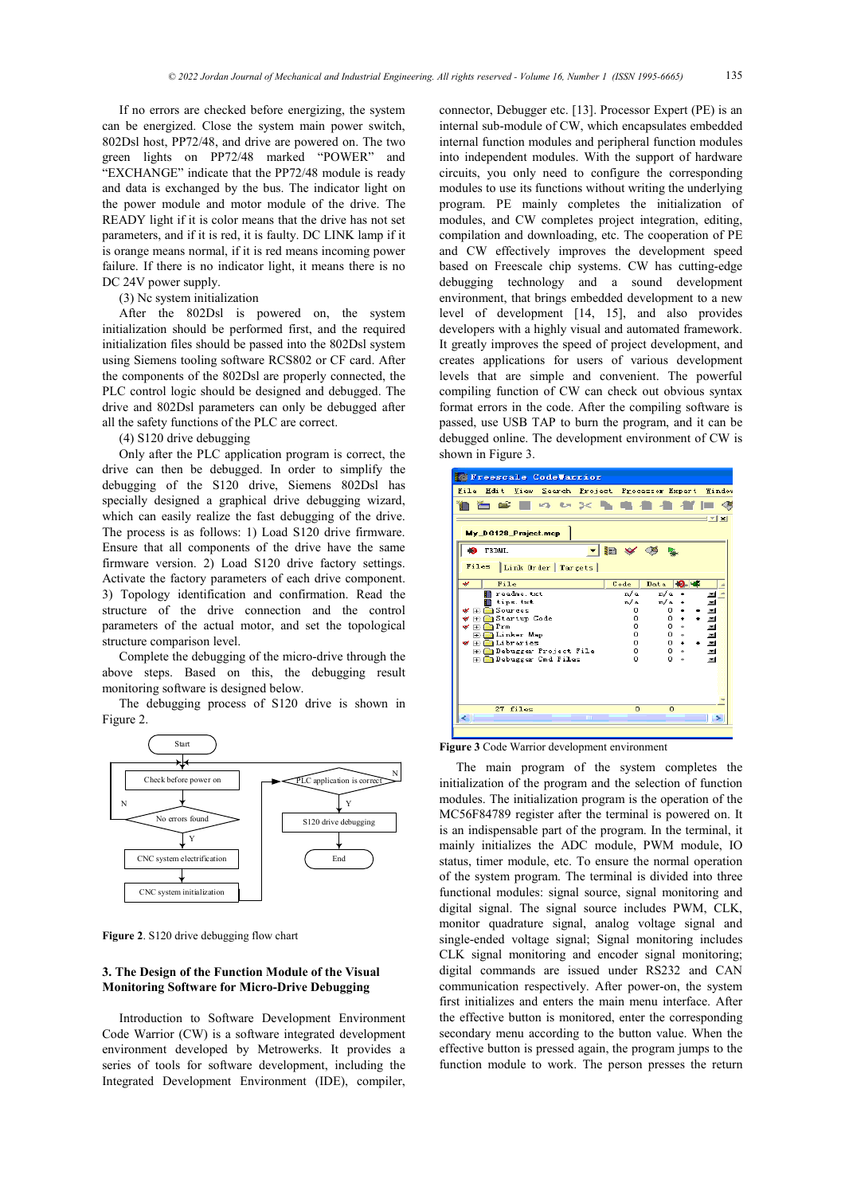If no errors are checked before energizing, the system can be energized. Close the system main power switch, 802Dsl host, PP72/48, and drive are powered on. The two green lights on PP72/48 marked "POWER" and "EXCHANGE" indicate that the PP72/48 module is ready and data is exchanged by the bus. The indicator light on the power module and motor module of the drive. The READY light if it is color means that the drive has not set parameters, and if it is red, it is faulty. DC LINK lamp if it is orange means normal, if it is red means incoming power failure. If there is no indicator light, it means there is no DC 24V power supply.

(3) Nc system initialization

After the 802Dsl is powered on, the system initialization should be performed first, and the required initialization files should be passed into the 802Dsl system using Siemens tooling software RCS802 or CF card. After the components of the 802Dsl are properly connected, the PLC control logic should be designed and debugged. The drive and 802Dsl parameters can only be debugged after all the safety functions of the PLC are correct.

(4) S120 drive debugging

Only after the PLC application program is correct, the drive can then be debugged. In order to simplify the debugging of the S120 drive, Siemens 802Dsl has specially designed a graphical drive debugging wizard, which can easily realize the fast debugging of the drive. The process is as follows: 1) Load S120 drive firmware. Ensure that all components of the drive have the same firmware version. 2) Load S120 drive factory settings. Activate the factory parameters of each drive component. 3) Topology identification and confirmation. Read the structure of the drive connection and the control parameters of the actual motor, and set the topological structure comparison level.

Complete the debugging of the micro-drive through the above steps. Based on this, the debugging result monitoring software is designed below.

The debugging process of S120 drive is shown in Figure 2.

**Figure 2**. S120 drive debugging flow chart

## 3. The Design of the Function Module of the Visual Monitoring Software for Micro-Drive Debugging

Introduction to Software Development Environment Code Warrior (CW) is a software integrated development environment developed by Metrowerks. It provides a series of tools for software development, including the Integrated Development Environment (IDE), compiler, connector, Debugger etc. [13]. Processor Expert (PE) is an internal sub-module of CW, which encapsulates embedded internal function modules and peripheral function modules into independent modules. With the support of hardware circuits, you only need to configure the corresponding modules to use its functions without writing the underlying program. PE mainly completes the initialization of modules, and CW completes project integration, editing, compilation and downloading, etc. The cooperation of PE and CW effectively improves the development speed based on Freescale chip systems. CW has cutting-edge debugging technology and a sound development environment, that brings embedded development to a new level of development [14, 15], and also provides developers with a highly visual and automated framework. It greatly improves the speed of project development, and creates applications for users of various development levels that are simple and convenient. The powerful compiling function of CW can check out obvious syntax format errors in the code. After the compiling software is passed, use USB TAP to burn the program, and it can be debugged online. The development environment of CW is shown in Figure 3.

**Figure 3** Code Warrior development environment

The main program of the system completes the initialization of the program and the selection of function modules. The initialization program is the operation of the MC56F84789 register after the terminal is powered on. It is an indispensable part of the program. In the terminal, it mainly initializes the ADC module, PWM module, IO status, timer module, etc. To ensure the normal operation of the system program. The terminal is divided into three functional modules: signal source, signal monitoring and digital signal. The signal source includes PWM, CLK, monitor quadrature signal, analog voltage signal and single-ended voltage signal; Signal monitoring includes CLK signal monitoring and encoder signal monitoring; digital commands are issued under RS232 and CAN communication respectively. After power-on, the system first initializes and enters the main menu interface. After the effective button is monitored, enter the corresponding secondary menu according to the button value. When the effective button is pressed again, the program jumps to the function module to work. The person presses the return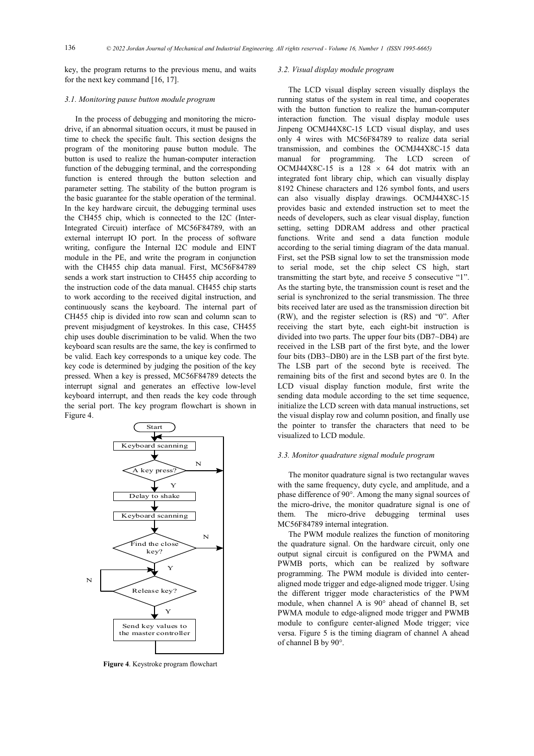key, the program returns to the previous menu, and waits for the next key command [16, 17].

### 3.1. Monitoring pause button module program

In the process of debugging and monitoring the micro-drive, if an abnormal situation occurs, it must be paused in time to check the specific fault. This section designs the program of the monitoring pause button module. The button is used to realize the human-computer interaction function of the debugging terminal, and the corresponding function is entered through the button selection and parameter setting. The stability of the button program is the basic guarantee for the stable operation of the terminal. In the key hardware circuit, the debugging terminal uses the CH455 chip, which is connected to the I2C (Inter-Integrated Circuit) interface of MC56F84789, with an external interrupt IO port. In the process of software writing, configure the Internal I2C module and EINT module in the PE, and write the program in conjunction with the CH455 chip data manual. First, MC56F84789 sends a work start instruction to CH455 chip according to the instruction code of the data manual. CH455 chip starts to work according to the received digital instruction, and continuously scans the keyboard. The internal part of CH455 chip is divided into row scan and column scan to prevent misjudgment of keystrokes. In this case, CH455 chip uses double discrimination to be valid. When the two keyboard scan results are the same, the key is confirmed to be valid. Each key corresponds to a unique key code. The key code is determined by judging the position of the key pressed. When a key is pressed, MC56F84789 detects the interrupt signal and generates an effective low-level keyboard interrupt, and then reads the key code through the serial port. The key program flowchart is shown in Figure 4.

```
Start
  ↓
Keyboard scanning  ←──────────────────────┐
  ↓                                       │
A key press? ──N──────────────────────────┤
  ↓ Y                                     │
Delay to shake                            │
  ↓                                       │
Keyboard scanning                         │
  ↓                                       │
Find the close key? ──N───────────────────┤
  ↓ Y                                     │
Release key? ──N──(loop back)             │
  ↓ Y                                     │
Send key values to the master controller ─┘
```

**Figure 4**. Keystroke program flowchart

### 3.2. Visual display module program

The LCD visual display screen visually displays the running status of the system in real time, and cooperates with the button function to realize the human-computer interaction function. The visual display module uses Jinpeng OCMJ44X8C-15 LCD visual display, and uses only 4 wires with MC56F84789 to realize data serial transmission, and combines the OCMJ44X8C-15 data manual for programming. The LCD screen of OCMJ44X8C-15 is a $128 \times 64$ dot matrix with an integrated font library chip, which can visually display 8192 Chinese characters and 126 symbol fonts, and users can also visually display drawings. OCMJ44X8C-15 provides basic and extended instruction set to meet the needs of developers, such as clear visual display, function setting, setting DDRAM address and other practical functions. Write and send a data function module according to the serial timing diagram of the data manual. First, set the PSB signal low to set the transmission mode to serial mode, set the chip select CS high, start transmitting the start byte, and receive 5 consecutive "1". As the starting byte, the transmission count is reset and the serial is synchronized to the serial transmission. The three bits received later are used as the transmission direction bit (RW), and the register selection is (RS) and "0". After receiving the start byte, each eight-bit instruction is divided into two parts. The upper four bits (DB7~DB4) are received in the LSB part of the first byte, and the lower four bits (DB3~DB0) are in the LSB part of the first byte. The LSB part of the second byte is received. The remaining bits of the first and second bytes are 0. In the LCD visual display function module, first write the sending data module according to the set time sequence, initialize the LCD screen with data manual instructions, set the visual display row and column position, and finally use the pointer to transfer the characters that need to be visualized to LCD module.

### 3.3. Monitor quadrature signal module program

The monitor quadrature signal is two rectangular waves with the same frequency, duty cycle, and amplitude, and a phase difference of 90°. Among the many signal sources of the micro-drive, the monitor quadrature signal is one of them. The micro-drive debugging terminal uses MC56F84789 internal integration.

The PWM module realizes the function of monitoring the quadrature signal. On the hardware circuit, only one output signal circuit is configured on the PWMA and PWMB ports, which can be realized by software programming. The PWM module is divided into center-aligned mode trigger and edge-aligned mode trigger. Using the different trigger mode characteristics of the PWM module, when channel A is 90° ahead of channel B, set PWMA module to edge-aligned mode trigger and PWMB module to configure center-aligned Mode trigger; vice versa. Figure 5 is the timing diagram of channel A ahead of channel B by 90°.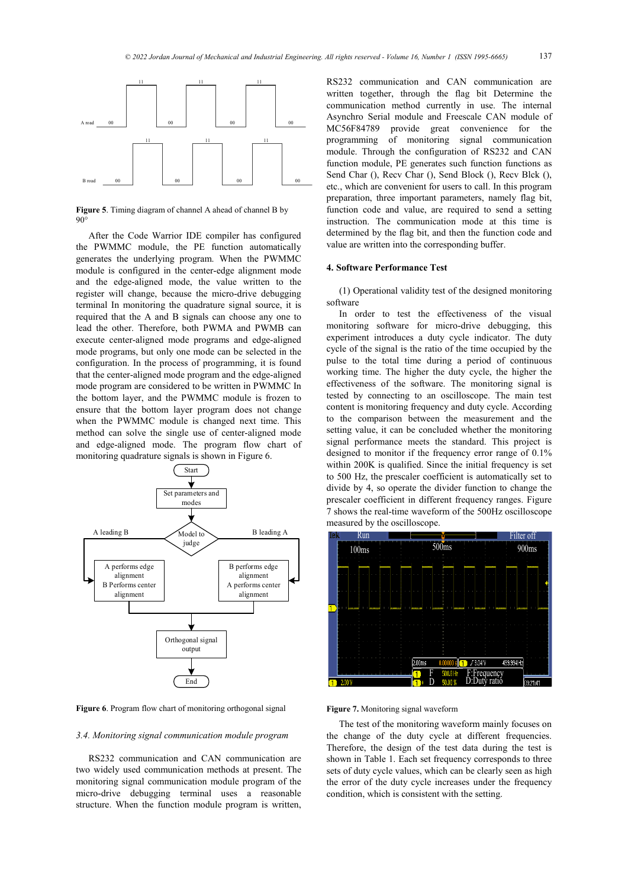Figure 5. Timing diagram of channel A ahead of channel B by 90°

After the Code Warrior IDE compiler has configured the PWMMC module, the PE function automatically generates the underlying program. When the PWMMC module is configured in the center-edge alignment mode and the edge-aligned mode, the value written to the register will change, because the micro-drive debugging terminal In monitoring the quadrature signal source, it is required that the A and B signals can choose any one to lead the other. Therefore, both PWMA and PWMB can execute center-aligned mode programs and edge-aligned mode programs, but only one mode can be selected in the configuration. In the process of programming, it is found that the center-aligned mode program and the edge-aligned mode program are considered to be written in PWMMC In the bottom layer, and the PWMMC module is frozen to ensure that the bottom layer program does not change when the PWMMC module is changed next time. This method can solve the single use of center-aligned mode and edge-aligned mode. The program flow chart of monitoring quadrature signals is shown in Figure 6.

Figure 6. Program flow chart of monitoring orthogonal signal

### 3.4. Monitoring signal communication module program

RS232 communication and CAN communication are two widely used communication methods at present. The monitoring signal communication module program of the micro-drive debugging terminal uses a reasonable structure. When the function module program is written, RS232 communication and CAN communication are written together, through the flag bit Determine the communication method currently in use. The internal Asynchro Serial module and Freescale CAN module of MC56F84789 provide great convenience for the programming of monitoring signal communication module. Through the configuration of RS232 and CAN function module, PE generates such function functions as Send Char (), Recv Char (), Send Block (), Recv Blck (), etc., which are convenient for users to call. In this program preparation, three important parameters, namely flag bit, function code and value, are required to send a setting instruction. The communication mode at this time is determined by the flag bit, and then the function code and value are written into the corresponding buffer.

## 4. Software Performance Test

(1) Operational validity test of the designed monitoring software

In order to test the effectiveness of the visual monitoring software for micro-drive debugging, this experiment introduces a duty cycle indicator. The duty cycle of the signal is the ratio of the time occupied by the pulse to the total time during a period of continuous working time. The higher the duty cycle, the higher the effectiveness of the software. The monitoring signal is tested by connecting to an oscilloscope. The main test content is monitoring frequency and duty cycle. According to the comparison between the measurement and the setting value, it can be concluded whether the monitoring signal performance meets the standard. This project is designed to monitor if the frequency error range of 0.1% within 200K is qualified. Since the initial frequency is set to 500 Hz, the prescaler coefficient is automatically set to divide by 4, so operate the divider function to change the prescaler coefficient in different frequency ranges. Figure 7 shows the real-time waveform of the 500Hz oscilloscope measured by the oscilloscope.

Figure 7. Monitoring signal waveform

The test of the monitoring waveform mainly focuses on the change of the duty cycle at different frequencies. Therefore, the design of the test data during the test is shown in Table 1. Each set frequency corresponds to three sets of duty cycle values, which can be clearly seen as high the error of the duty cycle increases under the frequency condition, which is consistent with the setting.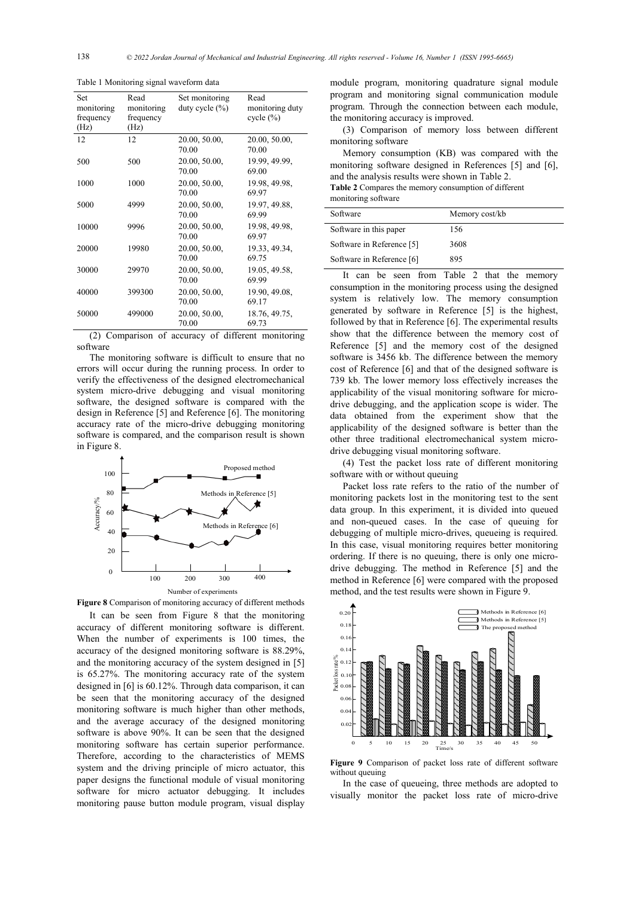Table 1 Monitoring signal waveform data

| Set monitoring frequency (Hz) | Read monitoring frequency (Hz) | Set monitoring duty cycle (%) | Read monitoring duty cycle (%) |
|---|---|---|---|
| 12 | 12 | 20.00, 50.00, 70.00 | 20.00, 50.00, 70.00 |
| 500 | 500 | 20.00, 50.00, 70.00 | 19.99, 49.99, 69.00 |
| 1000 | 1000 | 20.00, 50.00, 70.00 | 19.98, 49.98, 69.97 |
| 5000 | 4999 | 20.00, 50.00, 70.00 | 19.97, 49.88, 69.99 |
| 10000 | 9996 | 20.00, 50.00, 70.00 | 19.98, 49.98, 69.97 |
| 20000 | 19980 | 20.00, 50.00, 70.00 | 19.33, 49.34, 69.75 |
| 30000 | 29970 | 20.00, 50.00, 70.00 | 19.05, 49.58, 69.99 |
| 40000 | 399300 | 20.00, 50.00, 70.00 | 19.90, 49.08, 69.17 |
| 50000 | 499000 | 20.00, 50.00, 70.00 | 18.76, 49.75, 69.73 |

(2) Comparison of accuracy of different monitoring software

The monitoring software is difficult to ensure that no errors will occur during the running process. In order to verify the effectiveness of the designed electromechanical system micro-drive debugging and visual monitoring software, the designed software is compared with the design in Reference [5] and Reference [6]. The monitoring accuracy rate of the micro-drive debugging monitoring software is compared, and the comparison result is shown in Figure 8.

**Figure 8** Comparison of monitoring accuracy of different methods

It can be seen from Figure 8 that the monitoring accuracy of different monitoring software is different. When the number of experiments is 100 times, the accuracy of the designed monitoring software is 88.29%, and the monitoring accuracy of the system designed in [5] is 65.27%. The monitoring accuracy rate of the system designed in [6] is 60.12%. Through data comparison, it can be seen that the monitoring accuracy of the designed monitoring software is much higher than other methods, and the average accuracy of the designed monitoring software is above 90%. It can be seen that the designed monitoring software has certain superior performance. Therefore, according to the characteristics of MEMS system and the driving principle of micro actuator, this paper designs the functional module of visual monitoring software for micro actuator debugging. It includes monitoring pause button module program, visual display module program, monitoring quadrature signal module program and monitoring signal communication module program. Through the connection between each module, the monitoring accuracy is improved.

(3) Comparison of memory loss between different monitoring software

Memory consumption (KB) was compared with the monitoring software designed in References [5] and [6], and the analysis results were shown in Table 2.

**Table 2** Compares the memory consumption of different monitoring software

| Software | Memory cost/kb |
|---|---|
| Software in this paper | 156 |
| Software in Reference [5] | 3608 |
| Software in Reference [6] | 895 |

It can be seen from Table 2 that the memory consumption in the monitoring process using the designed system is relatively low. The memory consumption generated by software in Reference [5] is the highest, followed by that in Reference [6]. The experimental results show that the difference between the memory cost of Reference [5] and the memory cost of the designed software is 3456 kb. The difference between the memory cost of Reference [6] and that of the designed software is 739 kb. The lower memory loss effectively increases the applicability of the visual monitoring software for micro-drive debugging, and the application scope is wider. The data obtained from the experiment show that the applicability of the designed software is better than the other three traditional electromechanical system micro-drive debugging visual monitoring software.

(4) Test the packet loss rate of different monitoring software with or without queuing

Packet loss rate refers to the ratio of the number of monitoring packets lost in the monitoring test to the sent data group. In this experiment, it is divided into queued and non-queued cases. In the case of queuing for debugging of multiple micro-drives, queueing is required. In this case, visual monitoring requires better monitoring ordering. If there is no queuing, there is only one micro-drive debugging. The method in Reference [5] and the method in Reference [6] were compared with the proposed method, and the test results were shown in Figure 9.

**Figure 9** Comparison of packet loss rate of different software without queuing

In the case of queueing, three methods are adopted to visually monitor the packet loss rate of micro-drive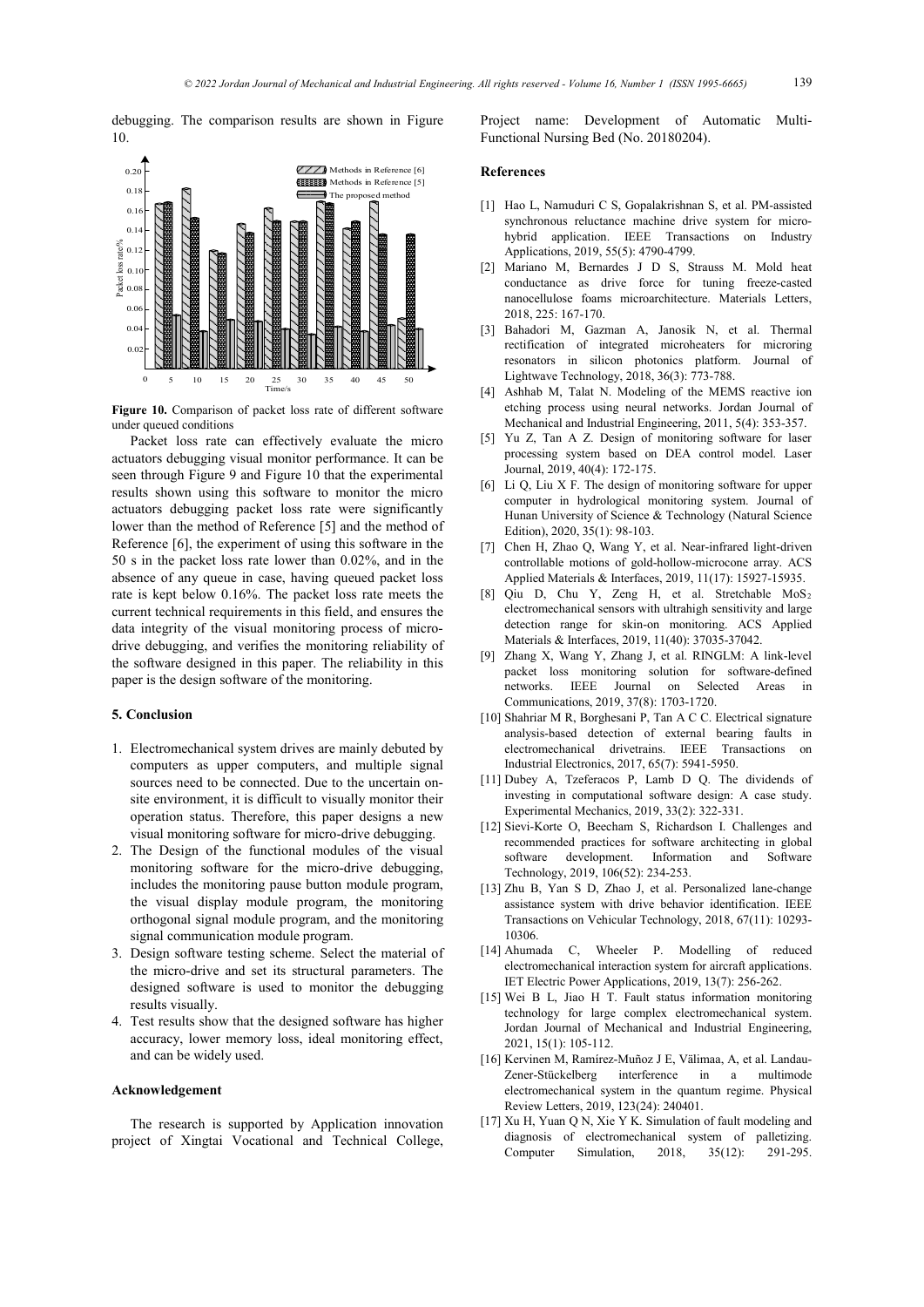debugging. The comparison results are shown in Figure 10.

0.20
0.18
0.16
0.14
0.12
0.10
0.08
0.06
0.04
0.02
0
5 10 15 20 25 30 35 40 45 50
Time/s
Packet loss rate/%
Methods in Reference [6]
Methods in Reference [5]
The proposed method

**Figure 10.** Comparison of packet loss rate of different software under queued conditions

Packet loss rate can effectively evaluate the micro actuators debugging visual monitor performance. It can be seen through Figure 9 and Figure 10 that the experimental results shown using this software to monitor the micro actuators debugging packet loss rate were significantly lower than the method of Reference [5] and the method of Reference [6], the experiment of using this software in the 50 s in the packet loss rate lower than 0.02%, and in the absence of any queue in case, having queued packet loss rate is kept below 0.16%. The packet loss rate meets the current technical requirements in this field, and ensures the data integrity of the visual monitoring process of micro-drive debugging, and verifies the monitoring reliability of the software designed in this paper. The reliability in this paper is the design software of the monitoring.

## 5. Conclusion

1. Electromechanical system drives are mainly debuted by computers as upper computers, and multiple signal sources need to be connected. Due to the uncertain on-site environment, it is difficult to visually monitor their operation status. Therefore, this paper designs a new visual monitoring software for micro-drive debugging.
2. The Design of the functional modules of the visual monitoring software for the micro-drive debugging, includes the monitoring pause button module program, the visual display module program, the monitoring orthogonal signal module program, and the monitoring signal communication module program.
3. Design software testing scheme. Select the material of the micro-drive and set its structural parameters. The designed software is used to monitor the debugging results visually.
4. Test results show that the designed software has higher accuracy, lower memory loss, ideal monitoring effect, and can be widely used.

## Acknowledgement

The research is supported by Application innovation project of Xingtai Vocational and Technical College, Project name: Development of Automatic Multi-Functional Nursing Bed (No. 20180204).

## References

[1] Hao L, Namuduri C S, Gopalakrishnan S, et al. PM-assisted synchronous reluctance machine drive system for micro-hybrid application. IEEE Transactions on Industry Applications, 2019, 55(5): 4790-4799.

[2] Mariano M, Bernardes J D S, Strauss M. Mold heat conductance as drive force for tuning freeze-casted nanocellulose foams microarchitecture. Materials Letters, 2018, 225: 167-170.

[3] Bahadori M, Gazman A, Janosik N, et al. Thermal rectification of integrated microheaters for microring resonators in silicon photonics platform. Journal of Lightwave Technology, 2018, 36(3): 773-788.

[4] Ashhab M, Talat N. Modeling of the MEMS reactive ion etching process using neural networks. Jordan Journal of Mechanical and Industrial Engineering, 2011, 5(4): 353-357.

[5] Yu Z, Tan A Z. Design of monitoring software for laser processing system based on DEA control model. Laser Journal, 2019, 40(4): 172-175.

[6] Li Q, Liu X F. The design of monitoring software for upper computer in hydrological monitoring system. Journal of Hunan University of Science & Technology (Natural Science Edition), 2020, 35(1): 98-103.

[7] Chen H, Zhao Q, Wang Y, et al. Near-infrared light-driven controllable motions of gold-hollow-microcone array. ACS Applied Materials & Interfaces, 2019, 11(17): 15927-15935.

[8] Qiu D, Chu Y, Zeng H, et al. Stretchable $MoS_2$ electromechanical sensors with ultrahigh sensitivity and large detection range for skin-on monitoring. ACS Applied Materials & Interfaces, 2019, 11(40): 37035-37042.

[9] Zhang X, Wang Y, Zhang J, et al. RINGLM: A link-level packet loss monitoring solution for software-defined networks. IEEE Journal on Selected Areas in Communications, 2019, 37(8): 1703-1720.

[10] Shahriar M R, Borghesani P, Tan A C C. Electrical signature analysis-based detection of external bearing faults in electromechanical drivetrains. IEEE Transactions on Industrial Electronics, 2017, 65(7): 5941-5950.

[11] Dubey A, Tzeferacos P, Lamb D Q. The dividends of investing in computational software design: A case study. Experimental Mechanics, 2019, 33(2): 322-331.

[12] Sievi-Korte O, Beecham S, Richardson I. Challenges and recommended practices for software architecting in global software development. Information and Software Technology, 2019, 106(52): 234-253.

[13] Zhu B, Yan S D, Zhao J, et al. Personalized lane-change assistance system with drive behavior identification. IEEE Transactions on Vehicular Technology, 2018, 67(11): 10293-10306.

[14] Ahumada C, Wheeler P. Modelling of reduced electromechanical interaction system for aircraft applications. IET Electric Power Applications, 2019, 13(7): 256-262.

[15] Wei B L, Jiao H T. Fault status information monitoring technology for large complex electromechanical system. Jordan Journal of Mechanical and Industrial Engineering, 2021, 15(1): 105-112.

[16] Kervinen M, Ramírez-Muñoz J E, Välimaa, A, et al. Landau-Zener-Stückelberg interference in a multimode electromechanical system in the quantum regime. Physical Review Letters, 2019, 123(24): 240401.

[17] Xu H, Yuan Q N, Xie Y K. Simulation of fault modeling and diagnosis of electromechanical system of palletizing. Computer Simulation, 2018, 35(12): 291-295.